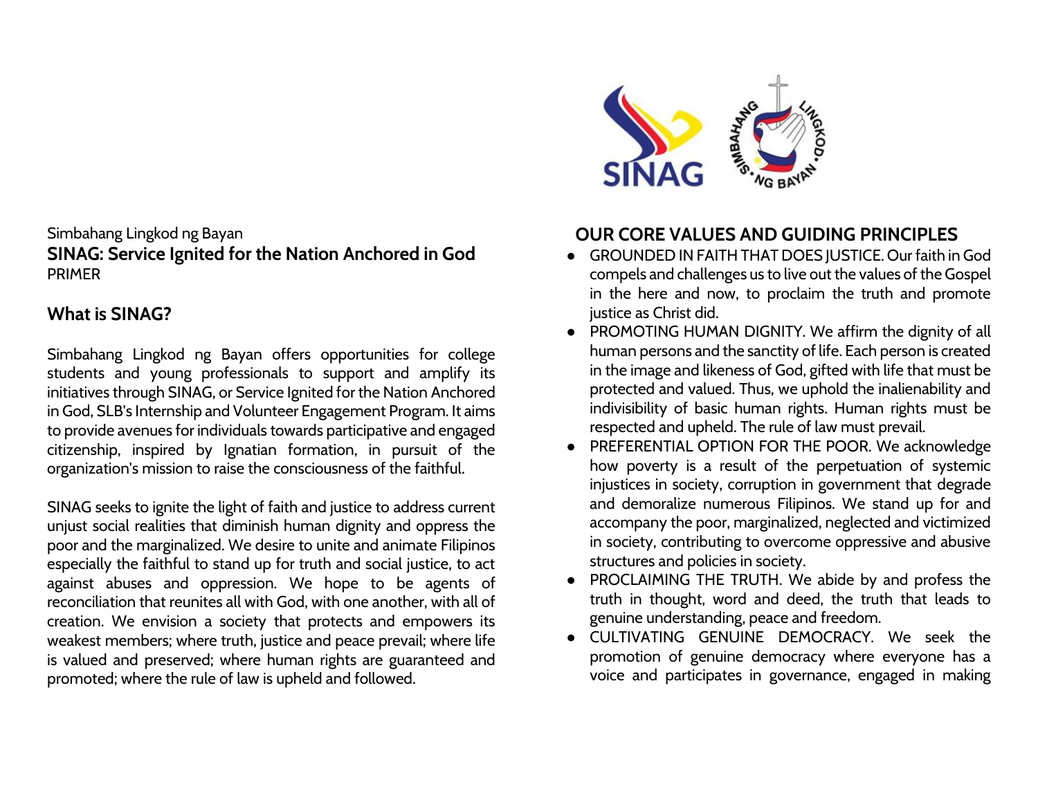Simbahang Lingkod ng Bayan

**SINAG: Service Ignited for the Nation Anchored in God**

PRIMER

## What is SINAG?

Simbahang Lingkod ng Bayan offers opportunities for college students and young professionals to support and amplify its initiatives through SINAG, or Service Ignited for the Nation Anchored in God, SLB's Internship and Volunteer Engagement Program. It aims to provide avenues for individuals towards participative and engaged citizenship, inspired by Ignatian formation, in pursuit of the organization's mission to raise the consciousness of the faithful.

SINAG seeks to ignite the light of faith and justice to address current unjust social realities that diminish human dignity and oppress the poor and the marginalized. We desire to unite and animate Filipinos especially the faithful to stand up for truth and social justice, to act against abuses and oppression. We hope to be agents of reconciliation that reunites all with God, with one another, with all of creation. We envision a society that protects and empowers its weakest members; where truth, justice and peace prevail; where life is valued and preserved; where human rights are guaranteed and promoted; where the rule of law is upheld and followed.

## OUR CORE VALUES AND GUIDING PRINCIPLES

- GROUNDED IN FAITH THAT DOES JUSTICE. Our faith in God compels and challenges us to live out the values of the Gospel in the here and now, to proclaim the truth and promote justice as Christ did.
- PROMOTING HUMAN DIGNITY. We affirm the dignity of all human persons and the sanctity of life. Each person is created in the image and likeness of God, gifted with life that must be protected and valued. Thus, we uphold the inalienability and indivisibility of basic human rights. Human rights must be respected and upheld. The rule of law must prevail.
- PREFERENTIAL OPTION FOR THE POOR. We acknowledge how poverty is a result of the perpetuation of systemic injustices in society, corruption in government that degrade and demoralize numerous Filipinos. We stand up for and accompany the poor, marginalized, neglected and victimized in society, contributing to overcome oppressive and abusive structures and policies in society.
- PROCLAIMING THE TRUTH. We abide by and profess the truth in thought, word and deed, the truth that leads to genuine understanding, peace and freedom.
- CULTIVATING GENUINE DEMOCRACY. We seek the promotion of genuine democracy where everyone has a voice and participates in governance, engaged in making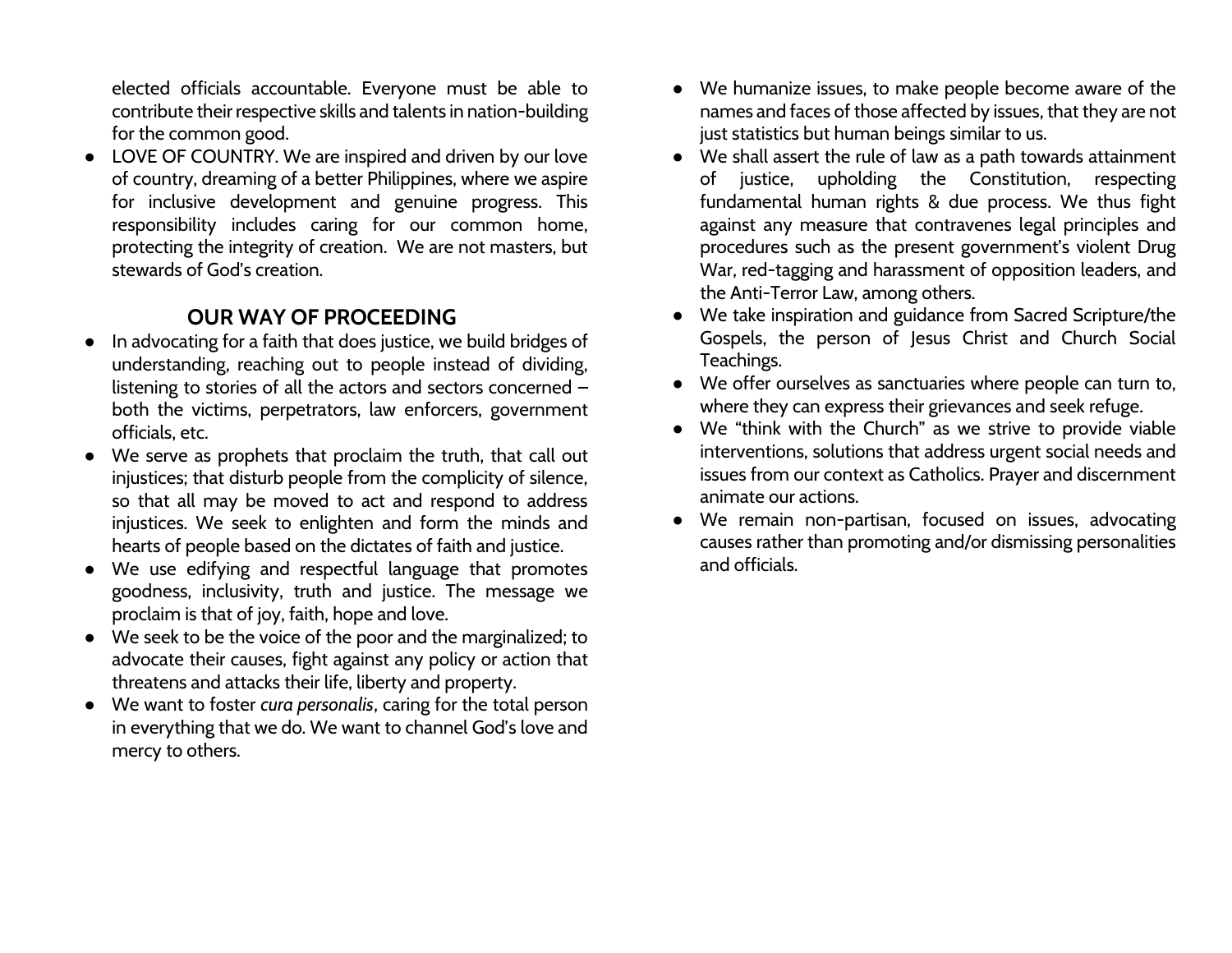elected officials accountable. Everyone must be able to contribute their respective skills and talents in nation-building for the common good.

- LOVE OF COUNTRY. We are inspired and driven by our love of country, dreaming of a better Philippines, where we aspire for inclusive development and genuine progress. This responsibility includes caring for our common home, protecting the integrity of creation. We are not masters, but stewards of God's creation.

## OUR WAY OF PROCEEDING

- In advocating for a faith that does justice, we build bridges of understanding, reaching out to people instead of dividing, listening to stories of all the actors and sectors concerned – both the victims, perpetrators, law enforcers, government officials, etc.
- We serve as prophets that proclaim the truth, that call out injustices; that disturb people from the complicity of silence, so that all may be moved to act and respond to address injustices. We seek to enlighten and form the minds and hearts of people based on the dictates of faith and justice.
- We use edifying and respectful language that promotes goodness, inclusivity, truth and justice. The message we proclaim is that of joy, faith, hope and love.
- We seek to be the voice of the poor and the marginalized; to advocate their causes, fight against any policy or action that threatens and attacks their life, liberty and property.
- We want to foster *cura personalis*, caring for the total person in everything that we do. We want to channel God's love and mercy to others.
- We humanize issues, to make people become aware of the names and faces of those affected by issues, that they are not just statistics but human beings similar to us.
- We shall assert the rule of law as a path towards attainment of justice, upholding the Constitution, respecting fundamental human rights & due process. We thus fight against any measure that contravenes legal principles and procedures such as the present government's violent Drug War, red-tagging and harassment of opposition leaders, and the Anti-Terror Law, among others.
- We take inspiration and guidance from Sacred Scripture/the Gospels, the person of Jesus Christ and Church Social Teachings.
- We offer ourselves as sanctuaries where people can turn to, where they can express their grievances and seek refuge.
- We "think with the Church" as we strive to provide viable interventions, solutions that address urgent social needs and issues from our context as Catholics. Prayer and discernment animate our actions.
- We remain non-partisan, focused on issues, advocating causes rather than promoting and/or dismissing personalities and officials.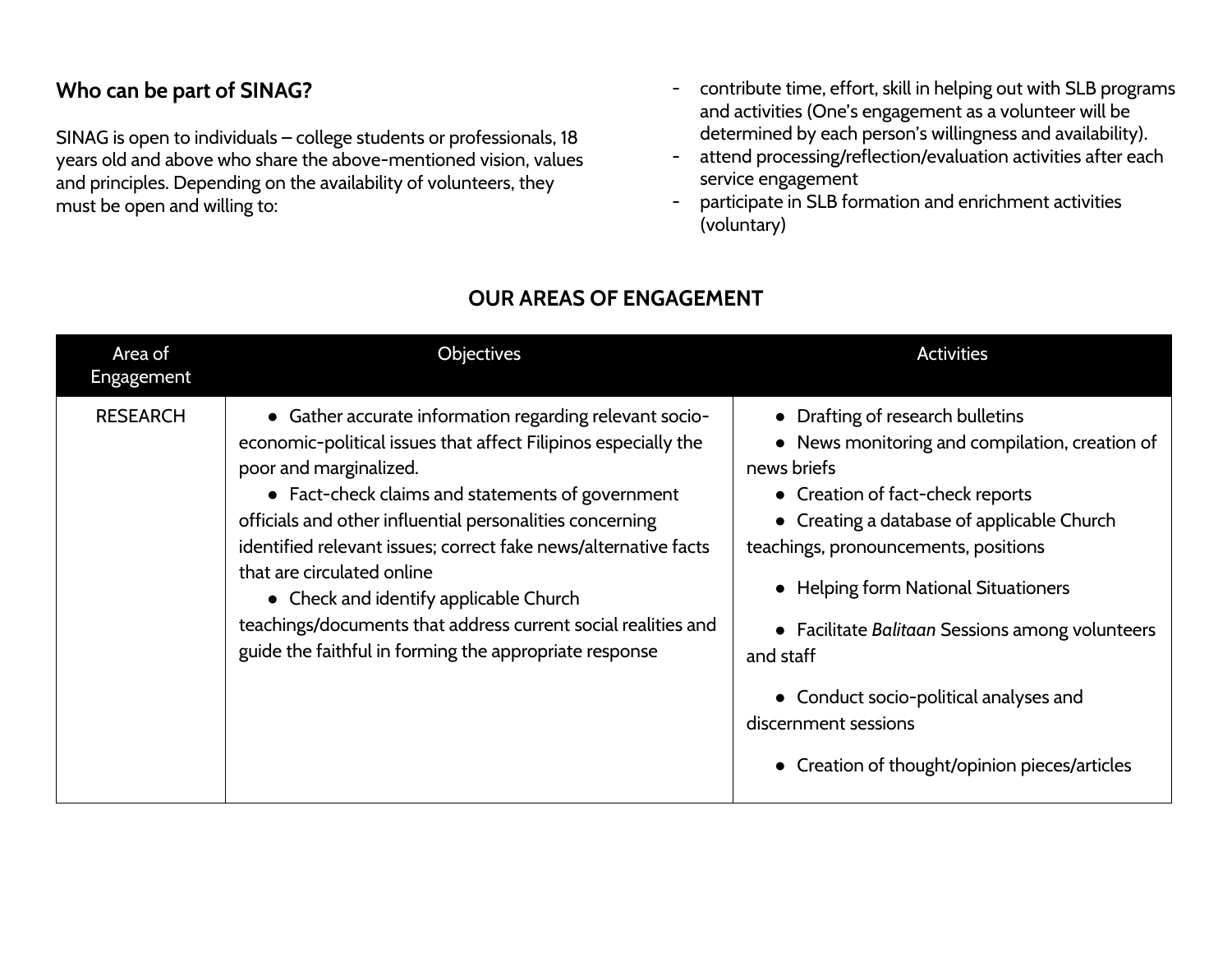### Who can be part of SINAG?

SINAG is open to individuals – college students or professionals, 18 years old and above who share the above-mentioned vision, values and principles. Depending on the availability of volunteers, they must be open and willing to:

- contribute time, effort, skill in helping out with SLB programs and activities (One's engagement as a volunteer will be determined by each person's willingness and availability).
- attend processing/reflection/evaluation activities after each service engagement
- participate in SLB formation and enrichment activities (voluntary)

## OUR AREAS OF ENGAGEMENT

| Area of Engagement | Objectives | Activities |
|---|---|---|
| RESEARCH | • Gather accurate information regarding relevant socio-economic-political issues that affect Filipinos especially the poor and marginalized.<br>• Fact-check claims and statements of government officials and other influential personalities concerning identified relevant issues; correct fake news/alternative facts that are circulated online<br>• Check and identify applicable Church teachings/documents that address current social realities and guide the faithful in forming the appropriate response | • Drafting of research bulletins<br>• News monitoring and compilation, creation of news briefs<br>• Creation of fact-check reports<br>• Creating a database of applicable Church teachings, pronouncements, positions<br>• Helping form National Situationers<br>• Facilitate *Balitaan* Sessions among volunteers and staff<br>• Conduct socio-political analyses and discernment sessions<br>• Creation of thought/opinion pieces/articles |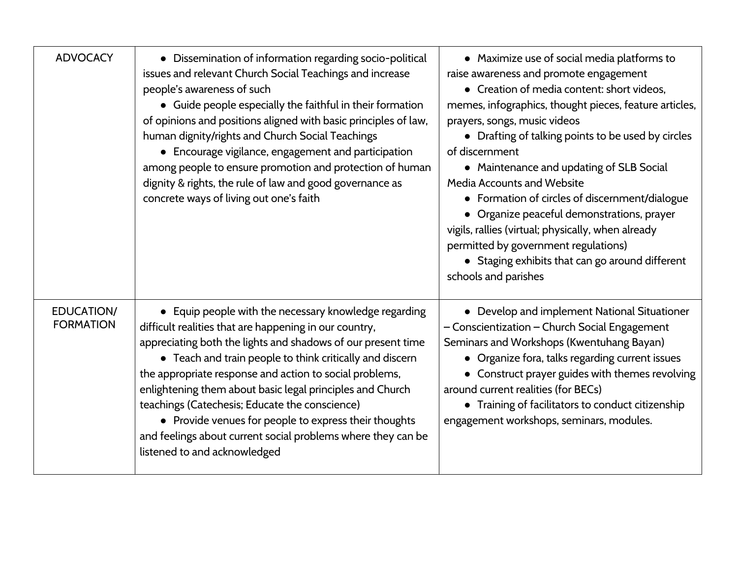| | | |
|---|---|---|
| ADVOCACY | • Dissemination of information regarding socio-political issues and relevant Church Social Teachings and increase people's awareness of such<br>• Guide people especially the faithful in their formation of opinions and positions aligned with basic principles of law, human dignity/rights and Church Social Teachings<br>• Encourage vigilance, engagement and participation among people to ensure promotion and protection of human dignity & rights, the rule of law and good governance as concrete ways of living out one's faith | • Maximize use of social media platforms to raise awareness and promote engagement<br>• Creation of media content: short videos, memes, infographics, thought pieces, feature articles, prayers, songs, music videos<br>• Drafting of talking points to be used by circles of discernment<br>• Maintenance and updating of SLB Social Media Accounts and Website<br>• Formation of circles of discernment/dialogue<br>• Organize peaceful demonstrations, prayer vigils, rallies (virtual; physically, when already permitted by government regulations)<br>• Staging exhibits that can go around different schools and parishes |
| EDUCATION/ FORMATION | • Equip people with the necessary knowledge regarding difficult realities that are happening in our country, appreciating both the lights and shadows of our present time<br>• Teach and train people to think critically and discern the appropriate response and action to social problems, enlightening them about basic legal principles and Church teachings (Catechesis; Educate the conscience)<br>• Provide venues for people to express their thoughts and feelings about current social problems where they can be listened to and acknowledged | • Develop and implement National Situationer – Conscientization – Church Social Engagement Seminars and Workshops (Kwentuhang Bayan)<br>• Organize fora, talks regarding current issues<br>• Construct prayer guides with themes revolving around current realities (for BECs)<br>• Training of facilitators to conduct citizenship engagement workshops, seminars, modules. |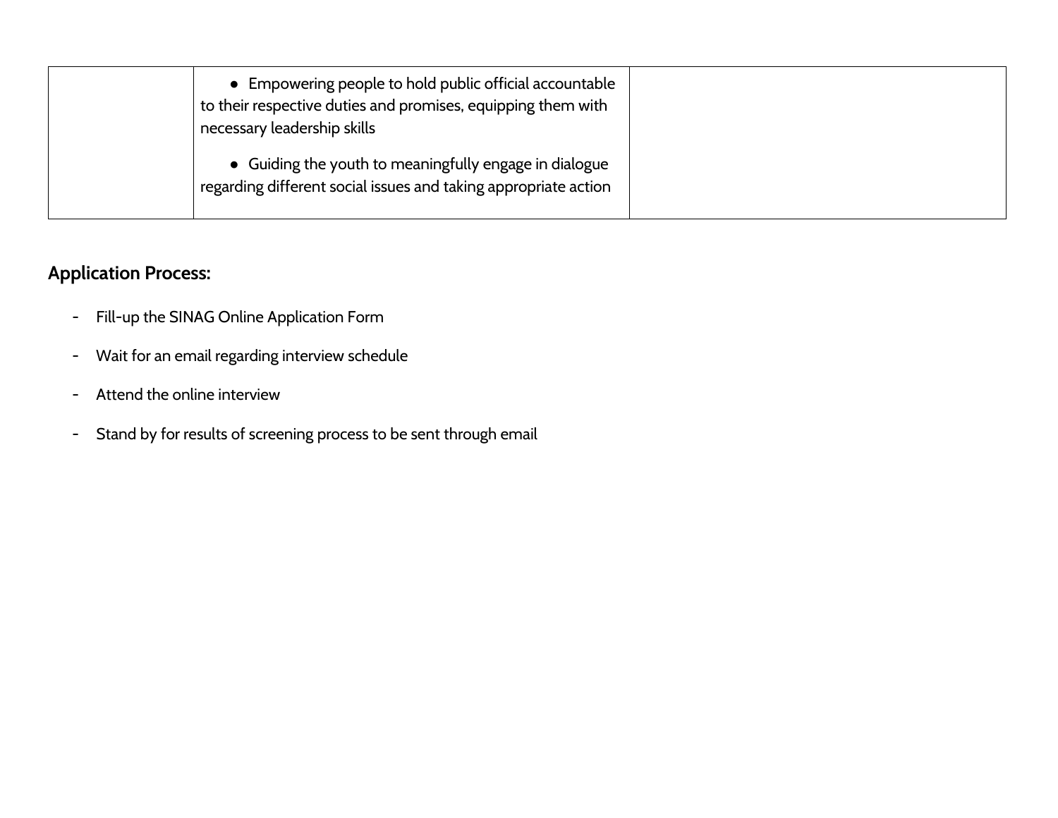| | | |
|---|---|---|
| | • Empowering people to hold public official accountable to their respective duties and promises, equipping them with necessary leadership skills<br><br>• Guiding the youth to meaningfully engage in dialogue regarding different social issues and taking appropriate action | |

## Application Process:

- Fill-up the SINAG Online Application Form
- Wait for an email regarding interview schedule
- Attend the online interview
- Stand by for results of screening process to be sent through email